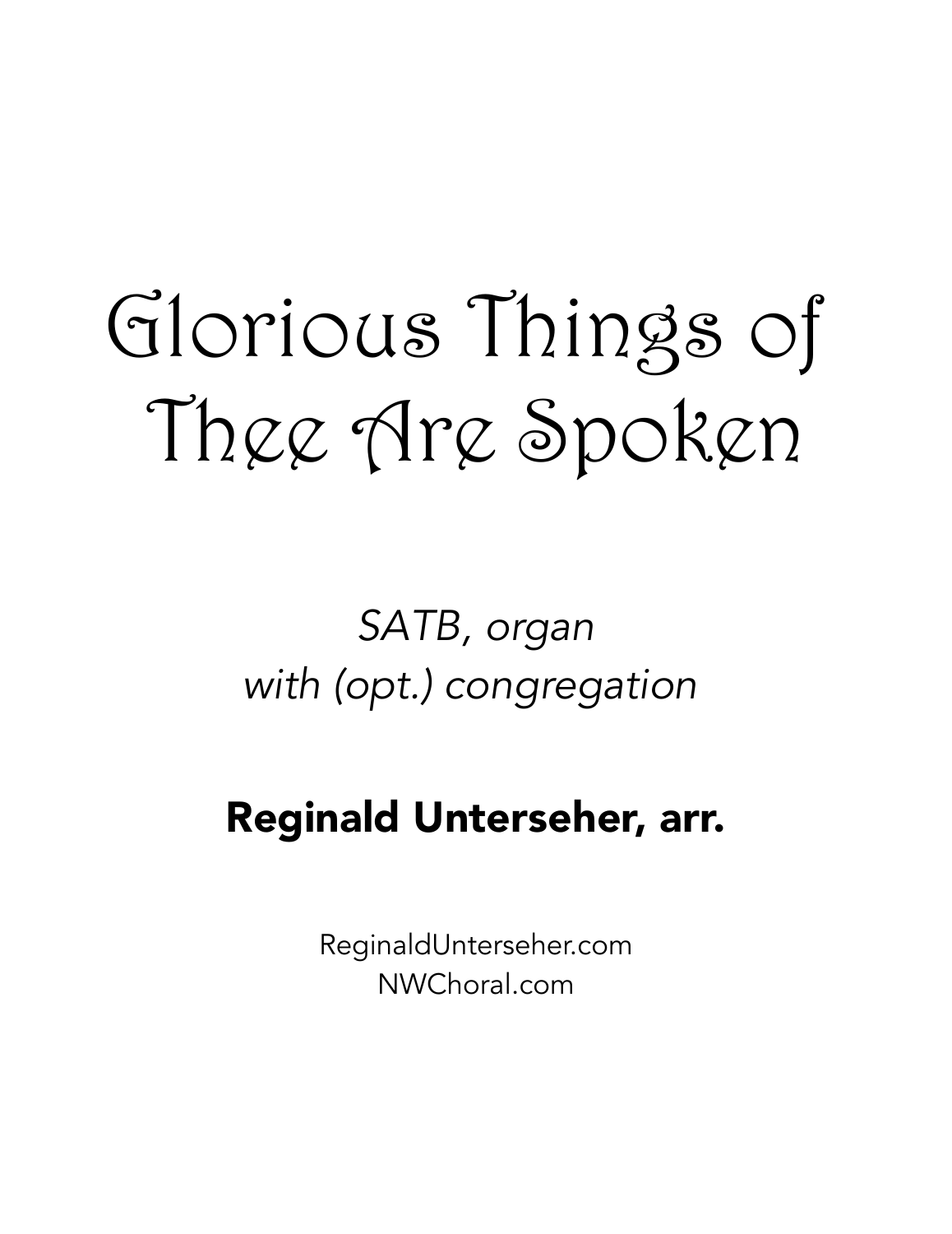# Glorious Things of Thee Are Spoken

*SATB, organ*
*with (opt.) congregation*

**Reginald Unterseher, arr.**

ReginaldUnterseher.com
NWChoral.com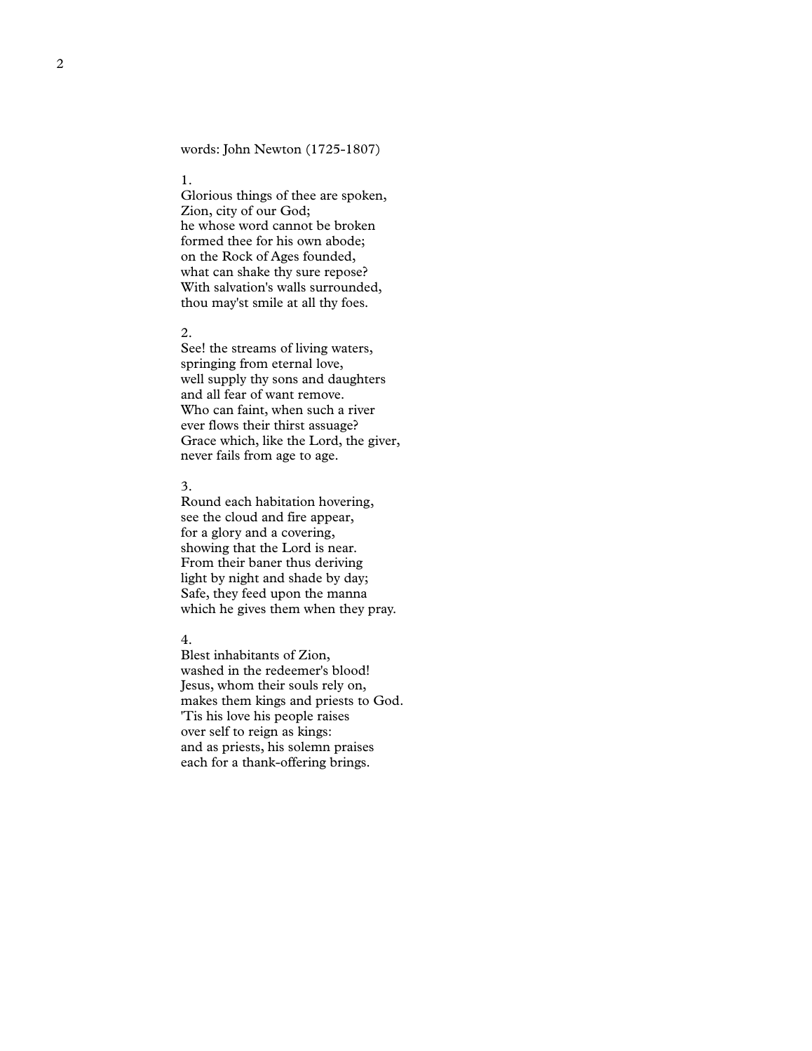words: John Newton (1725-1807)

1.
Glorious things of thee are spoken,
Zion, city of our God;
he whose word cannot be broken
formed thee for his own abode;
on the Rock of Ages founded,
what can shake thy sure repose?
With salvation's walls surrounded,
thou may'st smile at all thy foes.

2.
See! the streams of living waters,
springing from eternal love,
well supply thy sons and daughters
and all fear of want remove.
Who can faint, when such a river
ever flows their thirst assuage?
Grace which, like the Lord, the giver,
never fails from age to age.

3.
Round each habitation hovering,
see the cloud and fire appear,
for a glory and a covering,
showing that the Lord is near.
From their baner thus deriving
light by night and shade by day;
Safe, they feed upon the manna
which he gives them when they pray.

4.
Blest inhabitants of Zion,
washed in the redeemer's blood!
Jesus, whom their souls rely on,
makes them kings and priests to God.
'Tis his love his people raises
over self to reign as kings:
and as priests, his solemn praises
each for a thank-offering brings.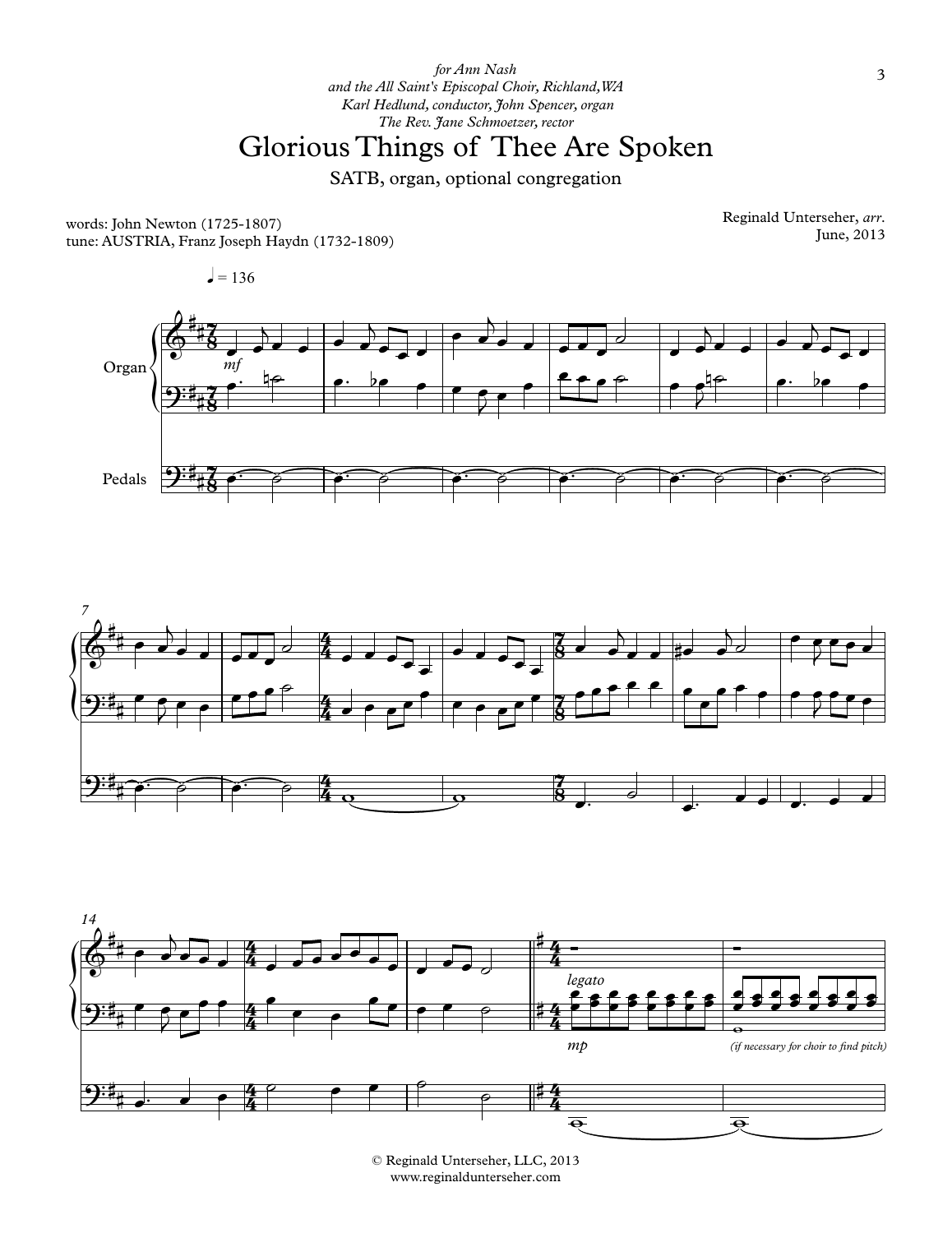*for Ann Nash*
*and the All Saint's Episcopal Choir, Richland, WA*
*Karl Hedlund, conductor, John Spencer, organ*
*The Rev. Jane Schmoetzer, rector*

# Glorious Things of Thee Are Spoken

SATB, organ, optional congregation

words: John Newton (1725-1807)
tune: AUSTRIA, Franz Joseph Haydn (1732-1809)

Reginald Unterseher, *arr.*
June, 2013

♩ = 136

Organ

Pedals

*mf*

*legato*

*mp*

*(if necessary for choir to find pitch)*

© Reginald Unterseher, LLC, 2013
www.reginaldunterseher.com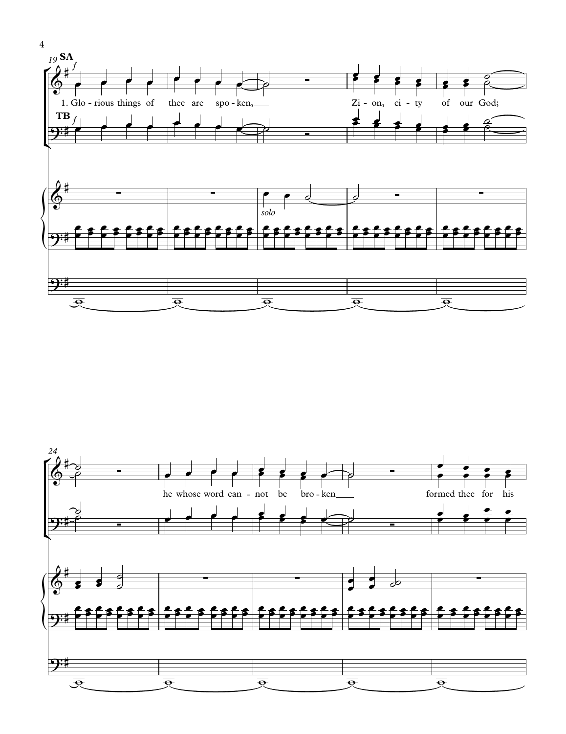19 **SA** *f*

1. Glo - rious things of thee are spo - ken, Zi - on, ci - ty of our God;

**TB** *f*

*solo*

24

he whose word can - not be bro - ken formed thee for his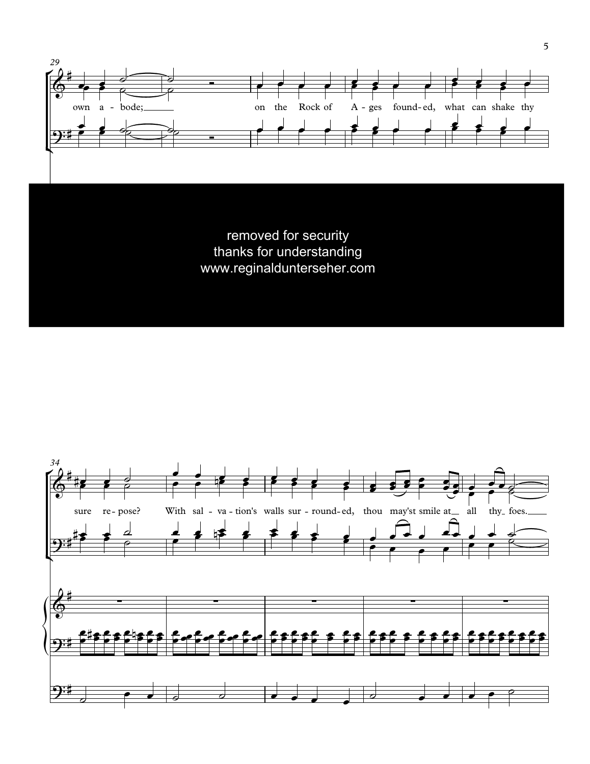29

own a - bode; on the Rock of A - ges found - ed, what can shake thy

removed for security
thanks for understanding
www.reginaldunterseher.com

34

sure re - pose? With sal - va - tion's walls sur - round - ed, thou may'st smile at all thy foes.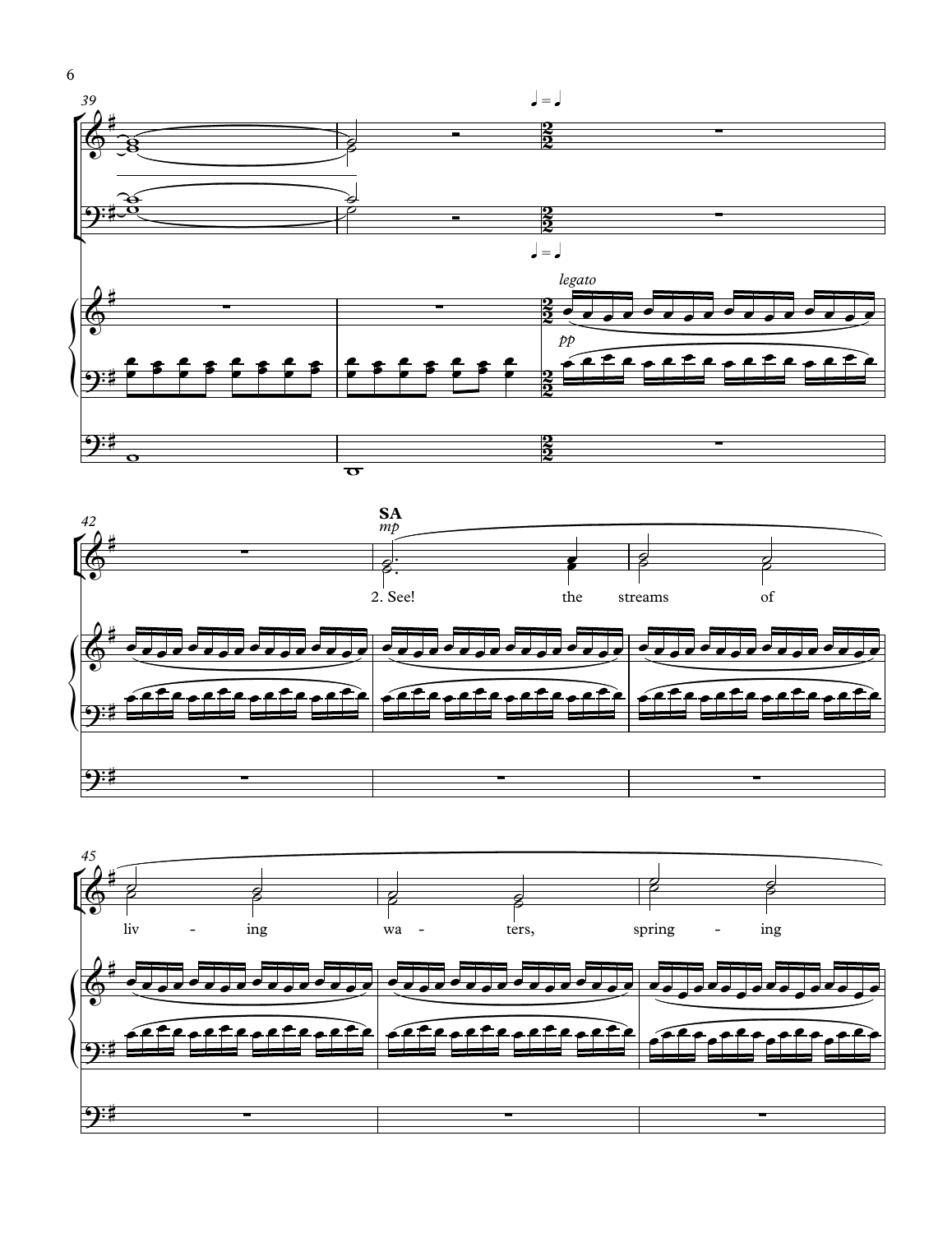SA

*mp*

2. See! the streams of liv - ing wa - ters, spring - ing

*legato*

*pp*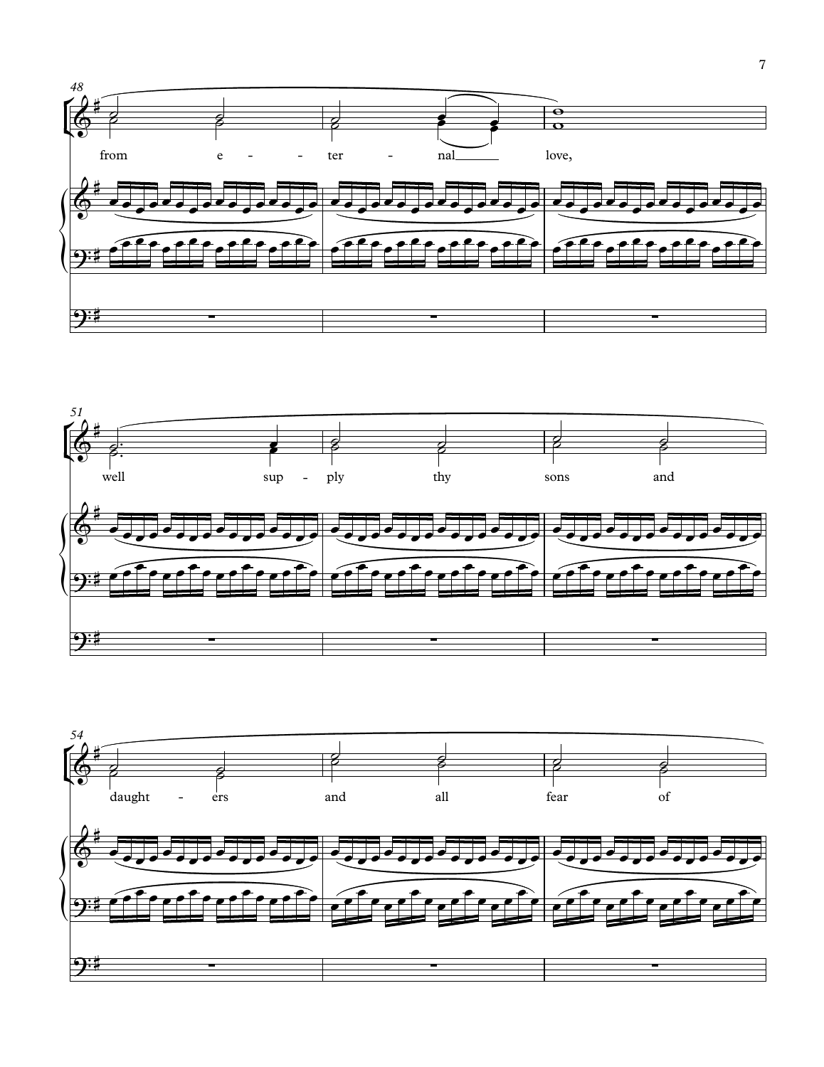48

from e - - ter - nal love,

51

well sup - ply thy sons and

54

daught - ers and all fear of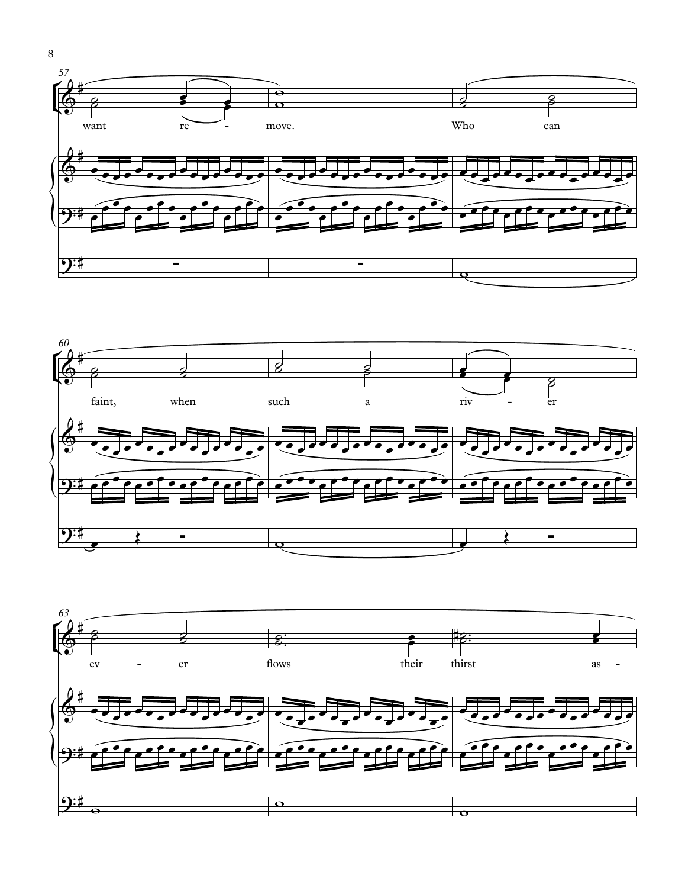57

want re - move. Who can

60

faint, when such a riv - er

63

ev - er flows their thirst as -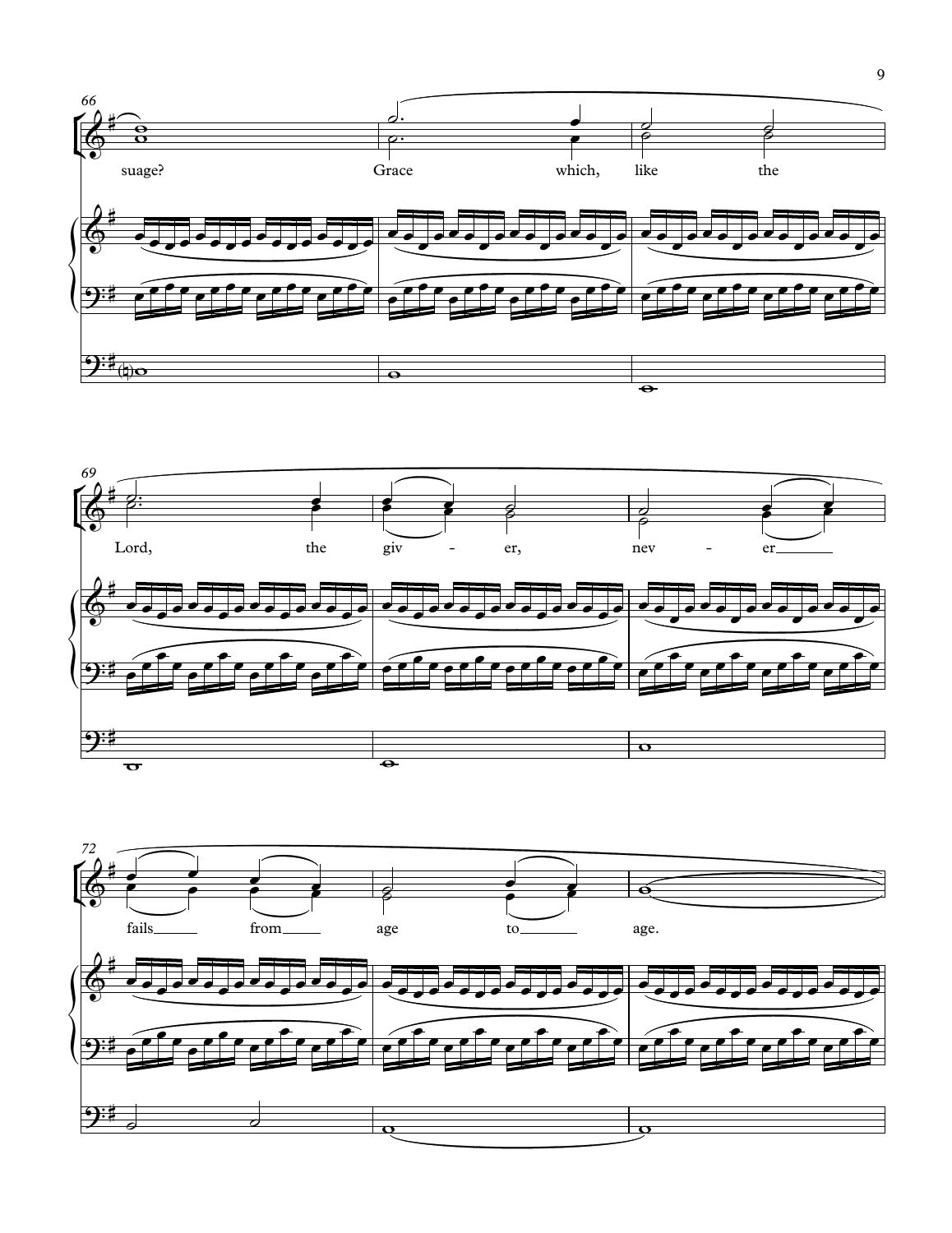66

suage? Grace which, like the

69

Lord, the giv - er, nev - er

72

fails from age to age.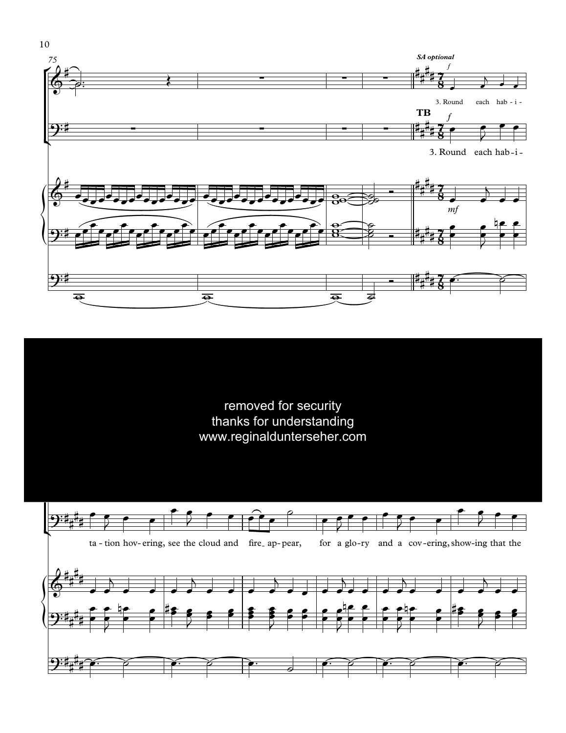*SA optional*

*f*

3. Round each hab - i -

**TB**

*f*

3. Round each hab-i-

*mf*

removed for security
thanks for understanding
www.reginaldunterseher.com

ta - tion hov-ering, see the cloud and fire_ ap-pear, for a glo-ry and a cov-ering, show-ing that the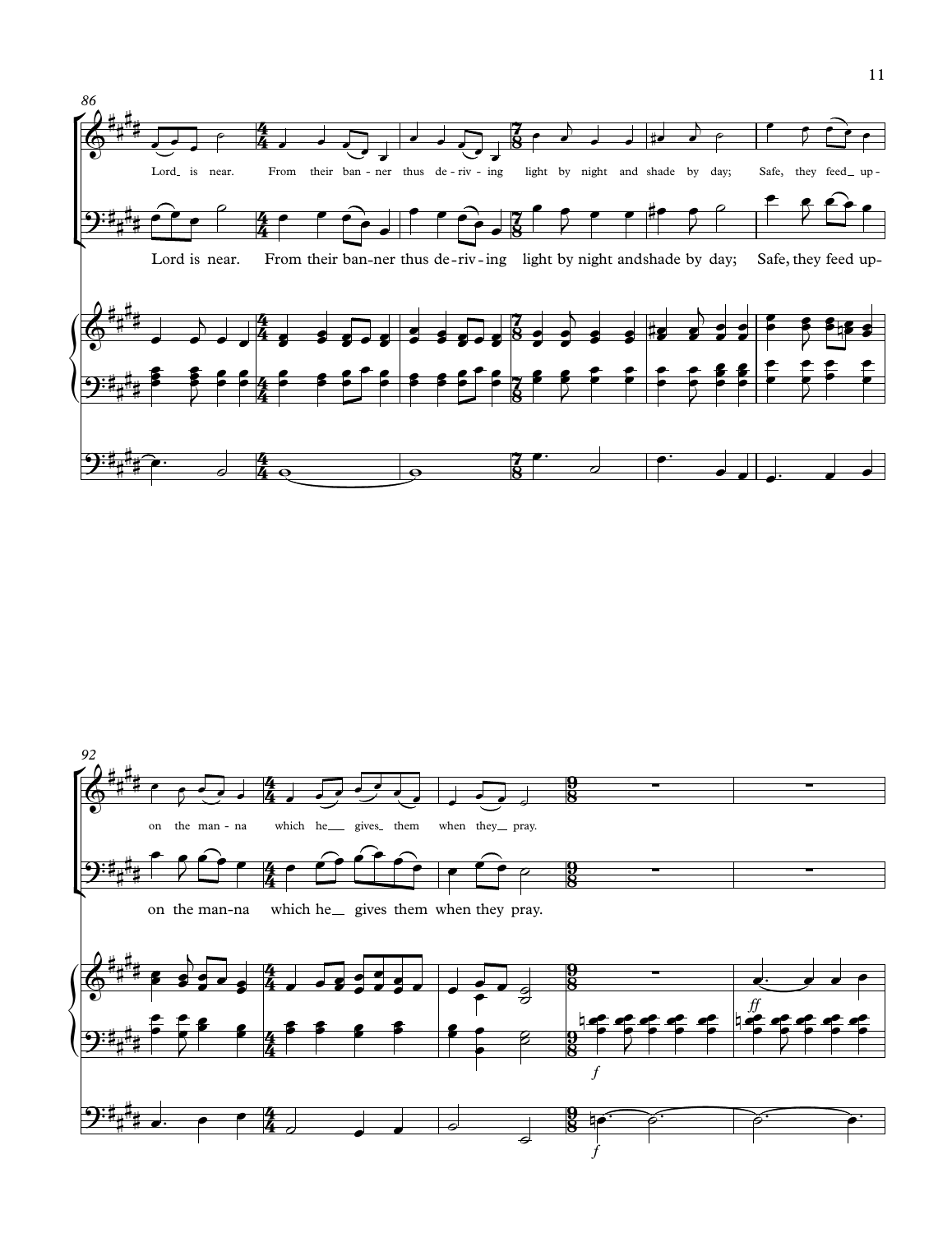86

Lord is near. From their ban-ner thus de-riv-ing light by night and shade by day; Safe, they feed up-

92

on the man-na which he gives them when they pray.

*f*

*ff*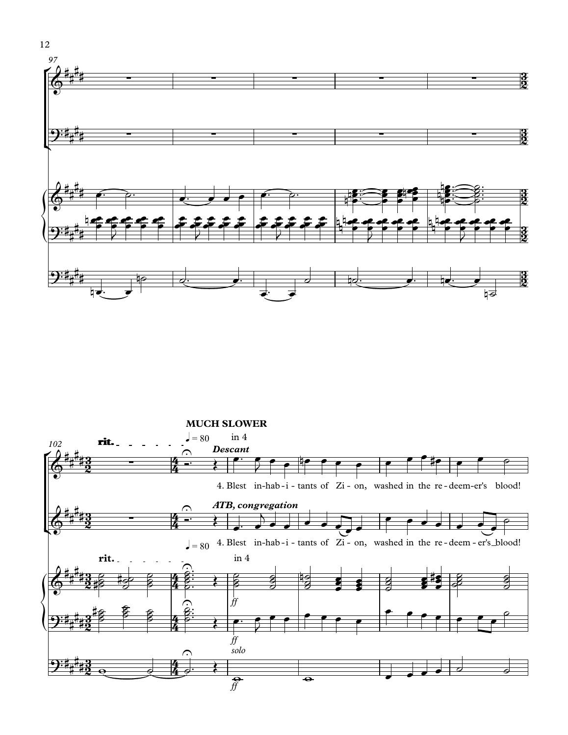97

102

rit.

**MUCH SLOWER**

♩ = 80

in 4

***Descant***

4. Blest in-hab-i-tants of Zi-on, washed in the re-deem-er's blood!

***ATB, congregation***

4. Blest in-hab-i-tants of Zi-on, washed in the re-deem-er's blood!

♩ = 80

rit.

in 4

*ff*

*ff*

*solo*

*ff*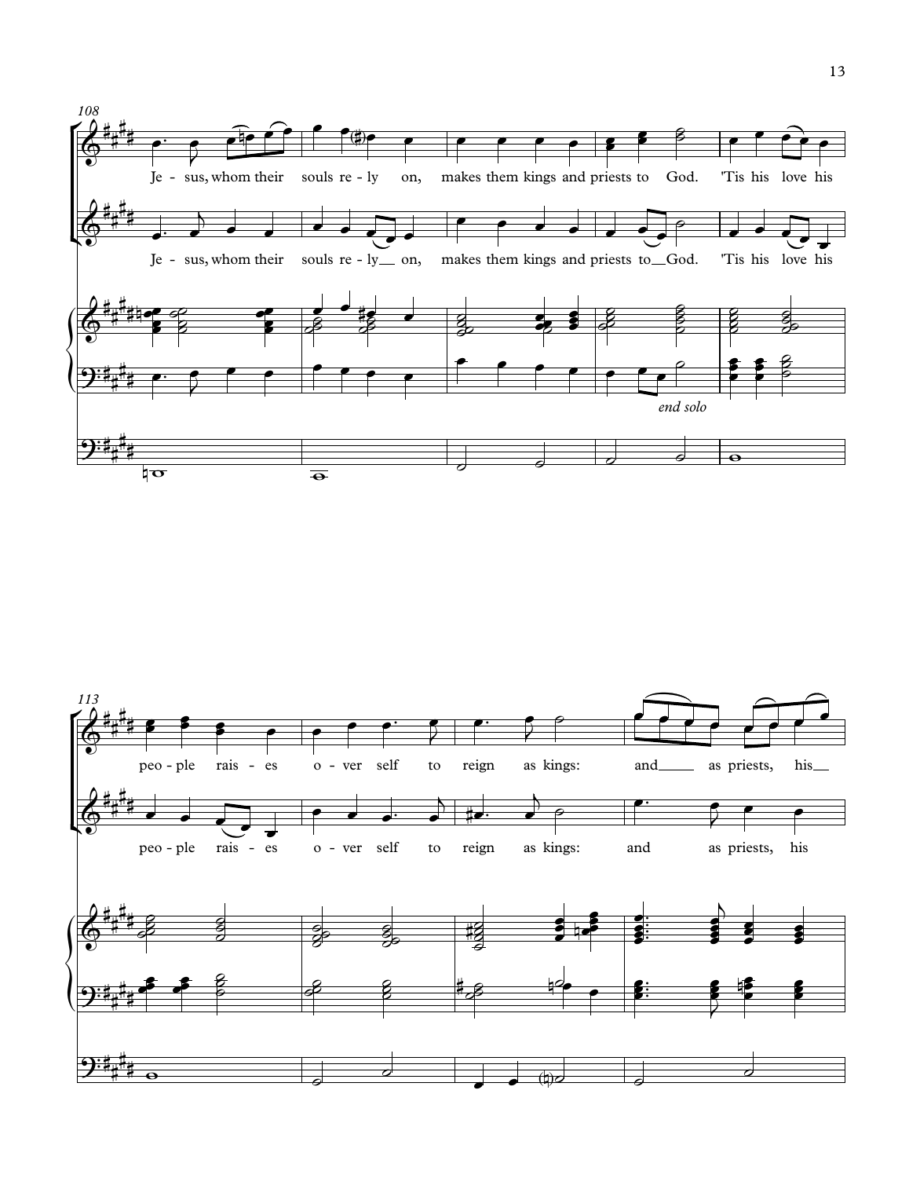108

Je - sus, whom their souls re - ly on, makes them kings and priests to God. 'Tis his love his

Je - sus, whom their souls re - ly on, makes them kings and priests to God. 'Tis his love his

*end solo*

113

peo - ple rais - es o - ver self to reign as kings: and as priests, his

peo - ple rais - es o - ver self to reign as kings: and as priests, his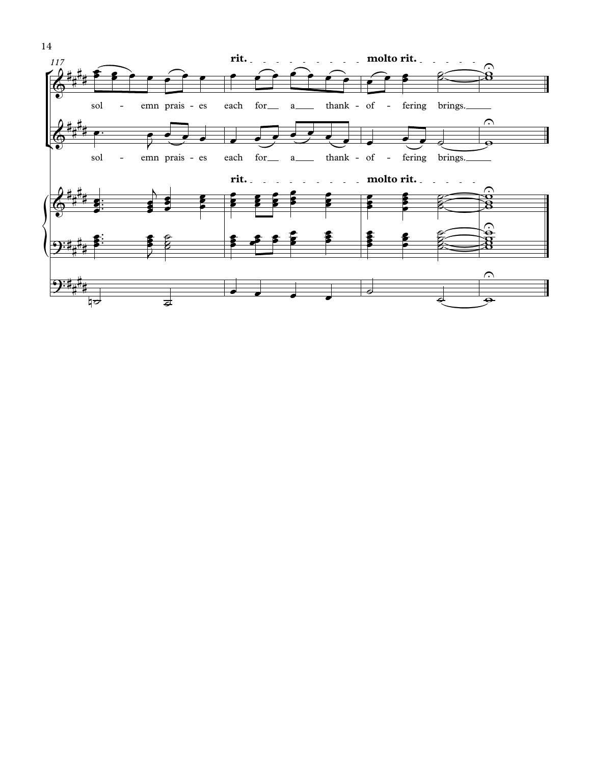rit. molto rit.

sol - emn prais - es each for a thank - of - fering brings.